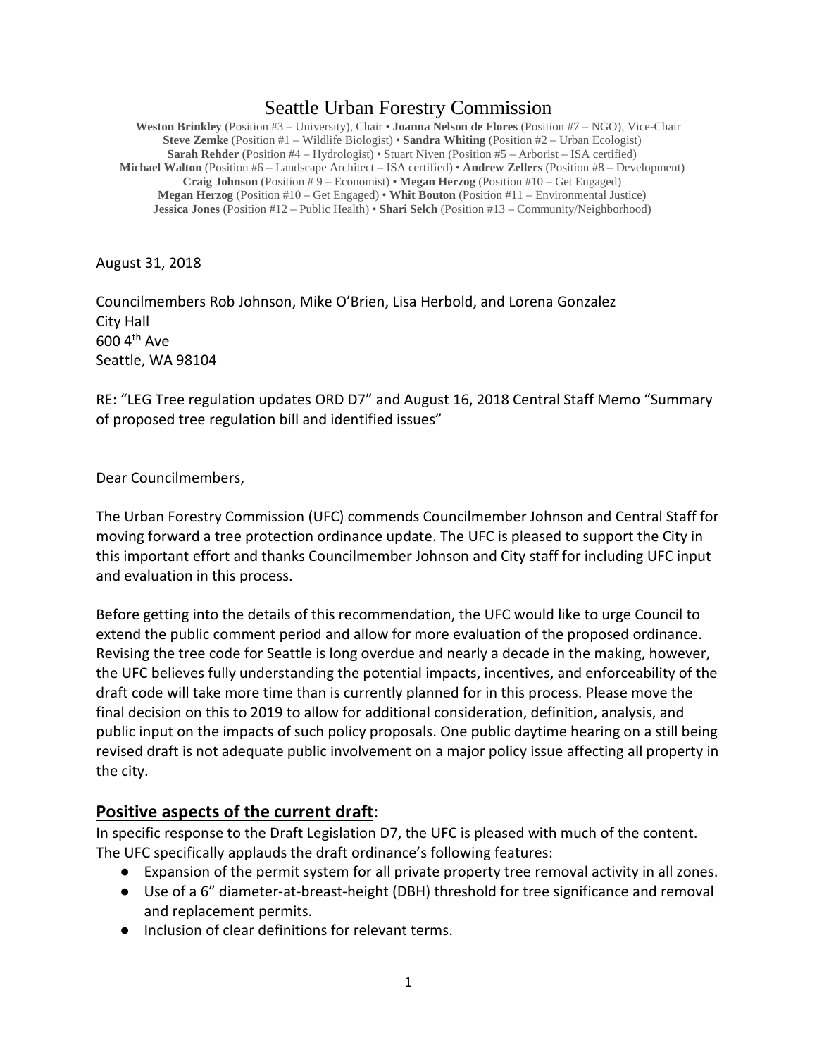# Seattle Urban Forestry Commission

**Weston Brinkley** (Position #3 – University), Chair • **Joanna Nelson de Flores** (Position #7 – NGO), Vice-Chair
**Steve Zemke** (Position #1 – Wildlife Biologist) • **Sandra Whiting** (Position #2 – Urban Ecologist)
**Sarah Rehder** (Position #4 – Hydrologist) • Stuart Niven (Position #5 – Arborist – ISA certified)
**Michael Walton** (Position #6 – Landscape Architect – ISA certified) • **Andrew Zellers** (Position #8 – Development)
**Craig Johnson** (Position # 9 – Economist) • **Megan Herzog** (Position #10 – Get Engaged)
**Megan Herzog** (Position #10 – Get Engaged) • **Whit Bouton** (Position #11 – Environmental Justice)
**Jessica Jones** (Position #12 – Public Health) • **Shari Selch** (Position #13 – Community/Neighborhood)

August 31, 2018

Councilmembers Rob Johnson, Mike O'Brien, Lisa Herbold, and Lorena Gonzalez
City Hall
600 4th Ave
Seattle, WA 98104

RE: "LEG Tree regulation updates ORD D7" and August 16, 2018 Central Staff Memo "Summary of proposed tree regulation bill and identified issues"

Dear Councilmembers,

The Urban Forestry Commission (UFC) commends Councilmember Johnson and Central Staff for moving forward a tree protection ordinance update. The UFC is pleased to support the City in this important effort and thanks Councilmember Johnson and City staff for including UFC input and evaluation in this process.

Before getting into the details of this recommendation, the UFC would like to urge Council to extend the public comment period and allow for more evaluation of the proposed ordinance. Revising the tree code for Seattle is long overdue and nearly a decade in the making, however, the UFC believes fully understanding the potential impacts, incentives, and enforceability of the draft code will take more time than is currently planned for in this process. Please move the final decision on this to 2019 to allow for additional consideration, definition, analysis, and public input on the impacts of such policy proposals. One public daytime hearing on a still being revised draft is not adequate public involvement on a major policy issue affecting all property in the city.

## **Positive aspects of the current draft**:

In specific response to the Draft Legislation D7, the UFC is pleased with much of the content. The UFC specifically applauds the draft ordinance's following features:

- Expansion of the permit system for all private property tree removal activity in all zones.
- Use of a 6" diameter-at-breast-height (DBH) threshold for tree significance and removal and replacement permits.
- Inclusion of clear definitions for relevant terms.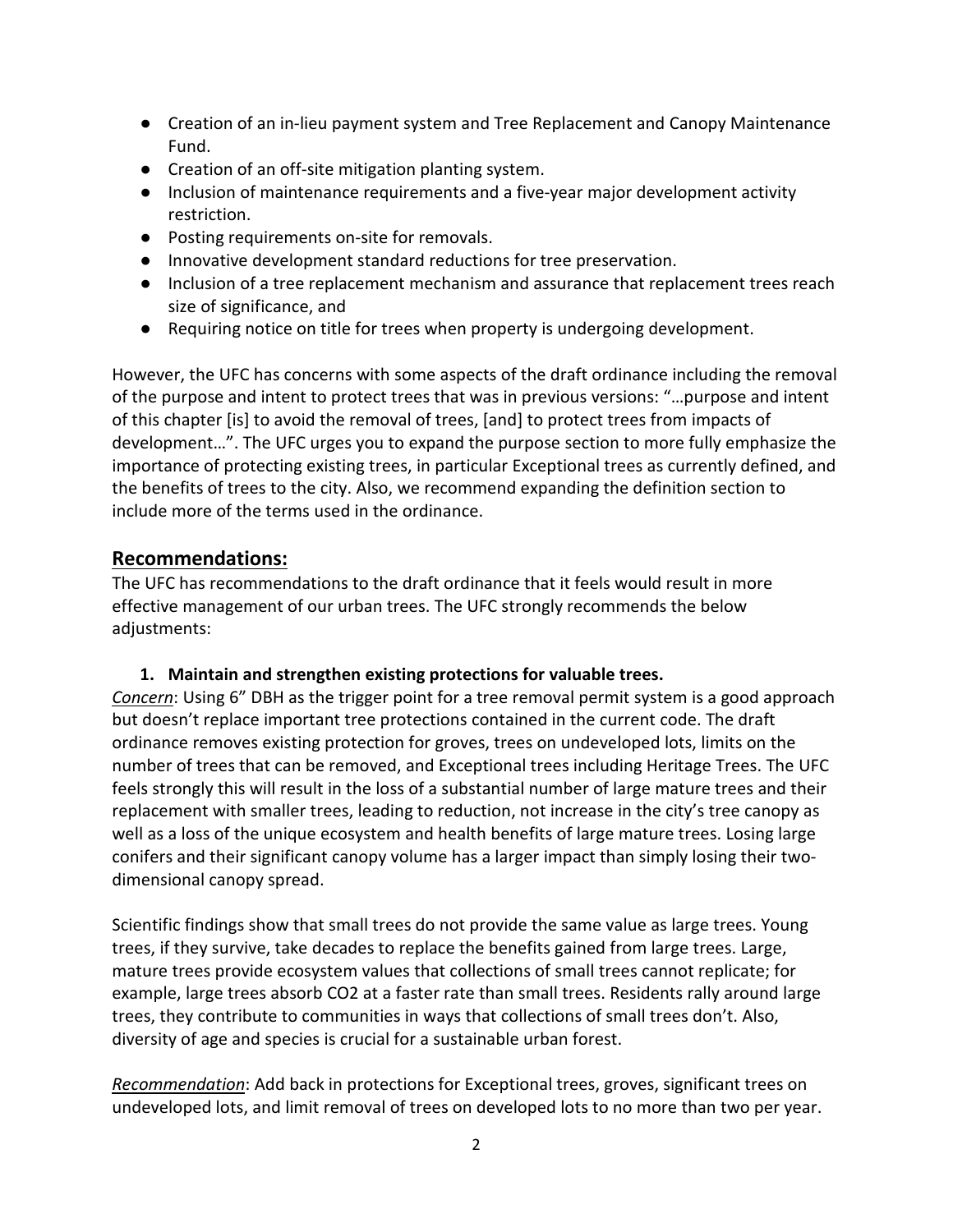- Creation of an in-lieu payment system and Tree Replacement and Canopy Maintenance Fund.
- Creation of an off-site mitigation planting system.
- Inclusion of maintenance requirements and a five-year major development activity restriction.
- Posting requirements on-site for removals.
- Innovative development standard reductions for tree preservation.
- Inclusion of a tree replacement mechanism and assurance that replacement trees reach size of significance, and
- Requiring notice on title for trees when property is undergoing development.

However, the UFC has concerns with some aspects of the draft ordinance including the removal of the purpose and intent to protect trees that was in previous versions: "…purpose and intent of this chapter [is] to avoid the removal of trees, [and] to protect trees from impacts of development…". The UFC urges you to expand the purpose section to more fully emphasize the importance of protecting existing trees, in particular Exceptional trees as currently defined, and the benefits of trees to the city. Also, we recommend expanding the definition section to include more of the terms used in the ordinance.

## Recommendations:

The UFC has recommendations to the draft ordinance that it feels would result in more effective management of our urban trees. The UFC strongly recommends the below adjustments:

**1. Maintain and strengthen existing protections for valuable trees.**

*Concern*: Using 6" DBH as the trigger point for a tree removal permit system is a good approach but doesn't replace important tree protections contained in the current code. The draft ordinance removes existing protection for groves, trees on undeveloped lots, limits on the number of trees that can be removed, and Exceptional trees including Heritage Trees. The UFC feels strongly this will result in the loss of a substantial number of large mature trees and their replacement with smaller trees, leading to reduction, not increase in the city's tree canopy as well as a loss of the unique ecosystem and health benefits of large mature trees. Losing large conifers and their significant canopy volume has a larger impact than simply losing their two-dimensional canopy spread.

Scientific findings show that small trees do not provide the same value as large trees. Young trees, if they survive, take decades to replace the benefits gained from large trees. Large, mature trees provide ecosystem values that collections of small trees cannot replicate; for example, large trees absorb $CO_2$ at a faster rate than small trees. Residents rally around large trees, they contribute to communities in ways that collections of small trees don't. Also, diversity of age and species is crucial for a sustainable urban forest.

*Recommendation*: Add back in protections for Exceptional trees, groves, significant trees on undeveloped lots, and limit removal of trees on developed lots to no more than two per year.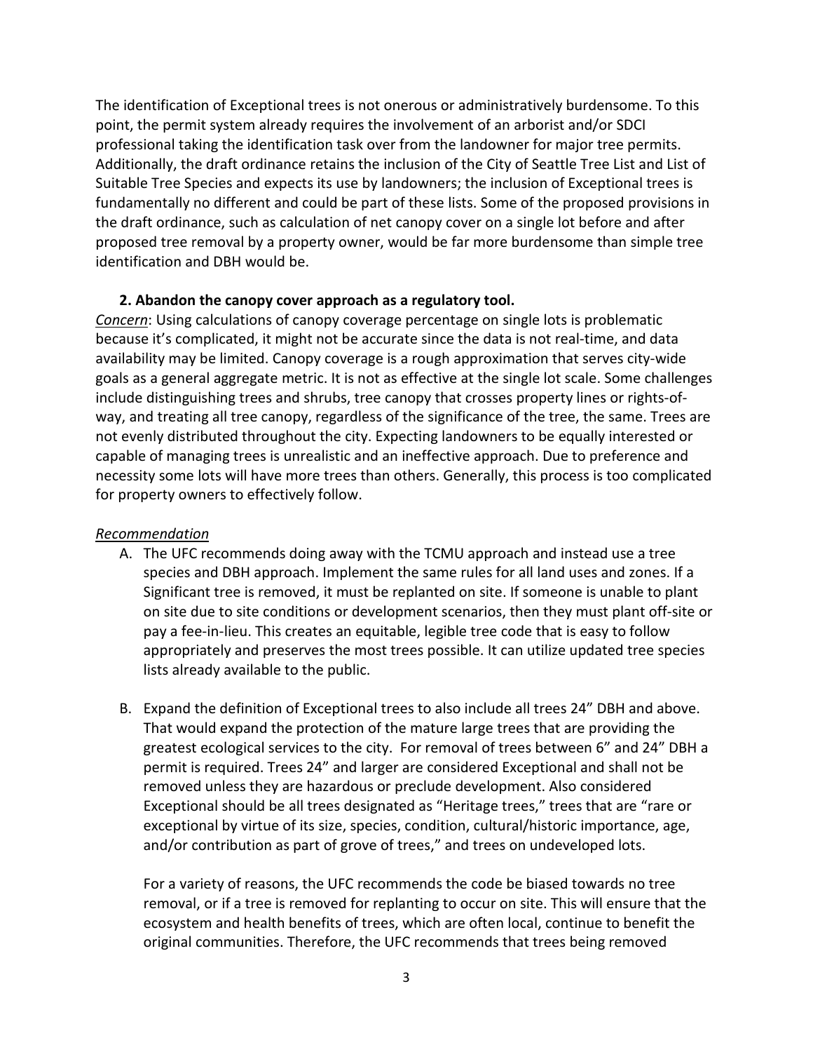The identification of Exceptional trees is not onerous or administratively burdensome. To this point, the permit system already requires the involvement of an arborist and/or SDCI professional taking the identification task over from the landowner for major tree permits. Additionally, the draft ordinance retains the inclusion of the City of Seattle Tree List and List of Suitable Tree Species and expects its use by landowners; the inclusion of Exceptional trees is fundamentally no different and could be part of these lists. Some of the proposed provisions in the draft ordinance, such as calculation of net canopy cover on a single lot before and after proposed tree removal by a property owner, would be far more burdensome than simple tree identification and DBH would be.

**2. Abandon the canopy cover approach as a regulatory tool.**

*Concern*: Using calculations of canopy coverage percentage on single lots is problematic because it's complicated, it might not be accurate since the data is not real-time, and data availability may be limited. Canopy coverage is a rough approximation that serves city-wide goals as a general aggregate metric. It is not as effective at the single lot scale. Some challenges include distinguishing trees and shrubs, tree canopy that crosses property lines or rights-of-way, and treating all tree canopy, regardless of the significance of the tree, the same. Trees are not evenly distributed throughout the city. Expecting landowners to be equally interested or capable of managing trees is unrealistic and an ineffective approach. Due to preference and necessity some lots will have more trees than others. Generally, this process is too complicated for property owners to effectively follow.

*Recommendation*

A. The UFC recommends doing away with the TCMU approach and instead use a tree species and DBH approach. Implement the same rules for all land uses and zones. If a Significant tree is removed, it must be replanted on site. If someone is unable to plant on site due to site conditions or development scenarios, then they must plant off-site or pay a fee-in-lieu. This creates an equitable, legible tree code that is easy to follow appropriately and preserves the most trees possible. It can utilize updated tree species lists already available to the public.

B. Expand the definition of Exceptional trees to also include all trees 24" DBH and above. That would expand the protection of the mature large trees that are providing the greatest ecological services to the city. For removal of trees between 6" and 24" DBH a permit is required. Trees 24" and larger are considered Exceptional and shall not be removed unless they are hazardous or preclude development. Also considered Exceptional should be all trees designated as "Heritage trees," trees that are "rare or exceptional by virtue of its size, species, condition, cultural/historic importance, age, and/or contribution as part of grove of trees," and trees on undeveloped lots.

   For a variety of reasons, the UFC recommends the code be biased towards no tree removal, or if a tree is removed for replanting to occur on site. This will ensure that the ecosystem and health benefits of trees, which are often local, continue to benefit the original communities. Therefore, the UFC recommends that trees being removed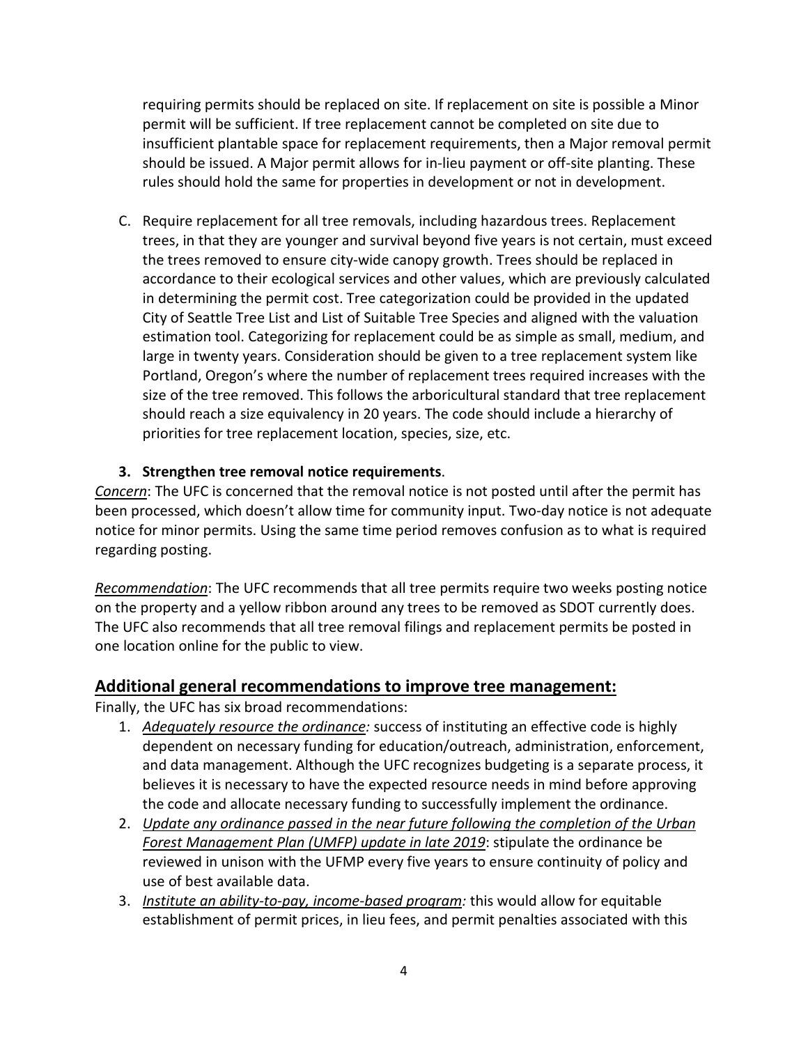requiring permits should be replaced on site. If replacement on site is possible a Minor permit will be sufficient. If tree replacement cannot be completed on site due to insufficient plantable space for replacement requirements, then a Major removal permit should be issued. A Major permit allows for in-lieu payment or off-site planting. These rules should hold the same for properties in development or not in development.

C. Require replacement for all tree removals, including hazardous trees. Replacement trees, in that they are younger and survival beyond five years is not certain, must exceed the trees removed to ensure city-wide canopy growth. Trees should be replaced in accordance to their ecological services and other values, which are previously calculated in determining the permit cost. Tree categorization could be provided in the updated City of Seattle Tree List and List of Suitable Tree Species and aligned with the valuation estimation tool. Categorizing for replacement could be as simple as small, medium, and large in twenty years. Consideration should be given to a tree replacement system like Portland, Oregon's where the number of replacement trees required increases with the size of the tree removed. This follows the arboricultural standard that tree replacement should reach a size equivalency in 20 years. The code should include a hierarchy of priorities for tree replacement location, species, size, etc.

**3. Strengthen tree removal notice requirements**.

*Concern*: The UFC is concerned that the removal notice is not posted until after the permit has been processed, which doesn't allow time for community input. Two-day notice is not adequate notice for minor permits. Using the same time period removes confusion as to what is required regarding posting.

*Recommendation*: The UFC recommends that all tree permits require two weeks posting notice on the property and a yellow ribbon around any trees to be removed as SDOT currently does. The UFC also recommends that all tree removal filings and replacement permits be posted in one location online for the public to view.

## Additional general recommendations to improve tree management:

Finally, the UFC has six broad recommendations:

1. *Adequately resource the ordinance:* success of instituting an effective code is highly dependent on necessary funding for education/outreach, administration, enforcement, and data management. Although the UFC recognizes budgeting is a separate process, it believes it is necessary to have the expected resource needs in mind before approving the code and allocate necessary funding to successfully implement the ordinance.
2. *Update any ordinance passed in the near future following the completion of the Urban Forest Management Plan (UMFP) update in late 2019*: stipulate the ordinance be reviewed in unison with the UFMP every five years to ensure continuity of policy and use of best available data.
3. *Institute an ability-to-pay, income-based program:* this would allow for equitable establishment of permit prices, in lieu fees, and permit penalties associated with this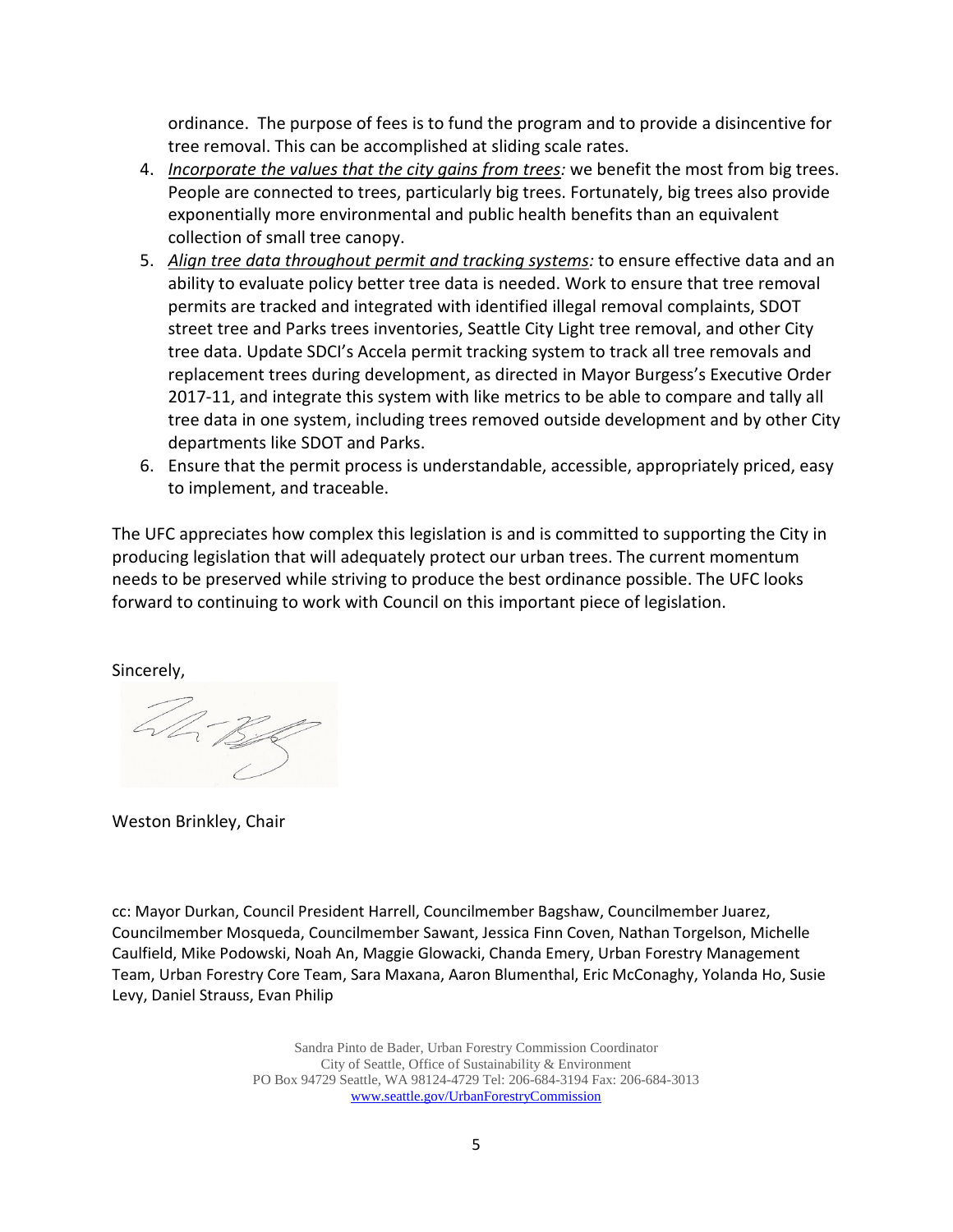ordinance. The purpose of fees is to fund the program and to provide a disincentive for tree removal. This can be accomplished at sliding scale rates.

4. *Incorporate the values that the city gains from trees:* we benefit the most from big trees. People are connected to trees, particularly big trees. Fortunately, big trees also provide exponentially more environmental and public health benefits than an equivalent collection of small tree canopy.
5. *Align tree data throughout permit and tracking systems:* to ensure effective data and an ability to evaluate policy better tree data is needed. Work to ensure that tree removal permits are tracked and integrated with identified illegal removal complaints, SDOT street tree and Parks trees inventories, Seattle City Light tree removal, and other City tree data. Update SDCI's Accela permit tracking system to track all tree removals and replacement trees during development, as directed in Mayor Burgess's Executive Order 2017-11, and integrate this system with like metrics to be able to compare and tally all tree data in one system, including trees removed outside development and by other City departments like SDOT and Parks.
6. Ensure that the permit process is understandable, accessible, appropriately priced, easy to implement, and traceable.

The UFC appreciates how complex this legislation is and is committed to supporting the City in producing legislation that will adequately protect our urban trees. The current momentum needs to be preserved while striving to produce the best ordinance possible. The UFC looks forward to continuing to work with Council on this important piece of legislation.

Sincerely,

Weston Brinkley, Chair

cc: Mayor Durkan, Council President Harrell, Councilmember Bagshaw, Councilmember Juarez, Councilmember Mosqueda, Councilmember Sawant, Jessica Finn Coven, Nathan Torgelson, Michelle Caulfield, Mike Podowski, Noah An, Maggie Glowacki, Chanda Emery, Urban Forestry Management Team, Urban Forestry Core Team, Sara Maxana, Aaron Blumenthal, Eric McConaghy, Yolanda Ho, Susie Levy, Daniel Strauss, Evan Philip

Sandra Pinto de Bader, Urban Forestry Commission Coordinator
City of Seattle, Office of Sustainability & Environment
PO Box 94729 Seattle, WA 98124-4729 Tel: 206-684-3194 Fax: 206-684-3013
www.seattle.gov/UrbanForestryCommission